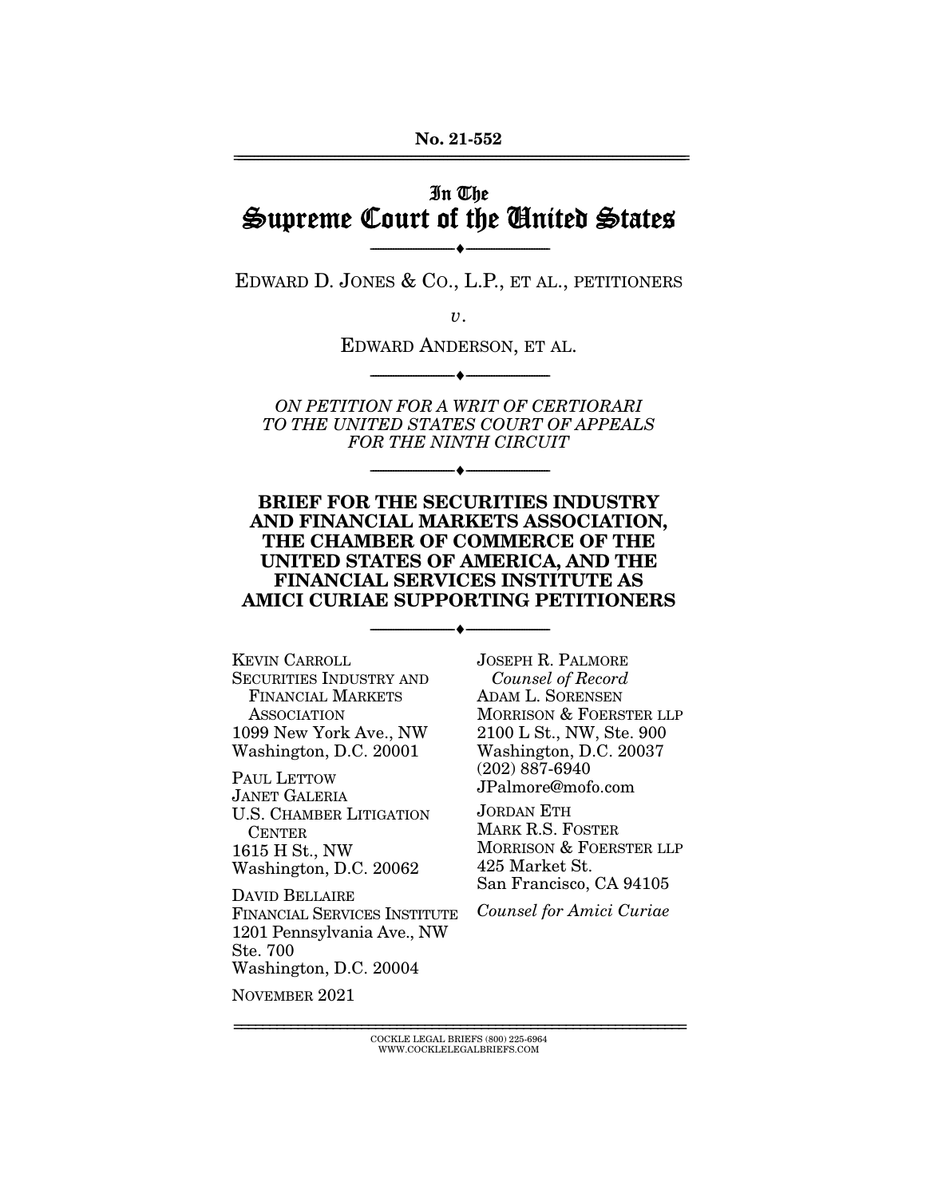**No. 21-552**

# In The Supreme Court of the United States

EDWARD D. JONES & CO., L.P., ET AL., PETITIONERS

*v.*

EDWARD ANDERSON, ET AL.

*ON PETITION FOR A WRIT OF CERTIORARI TO THE UNITED STATES COURT OF APPEALS FOR THE NINTH CIRCUIT*

## BRIEF FOR THE SECURITIES INDUSTRY AND FINANCIAL MARKETS ASSOCIATION, THE CHAMBER OF COMMERCE OF THE UNITED STATES OF AMERICA, AND THE FINANCIAL SERVICES INSTITUTE AS AMICI CURIAE SUPPORTING PETITIONERS

KEVIN CARROLL
SECURITIES INDUSTRY AND FINANCIAL MARKETS ASSOCIATION
1099 New York Ave., NW
Washington, D.C. 20001

PAUL LETTOW
JANET GALERIA
U.S. CHAMBER LITIGATION CENTER
1615 H St., NW
Washington, D.C. 20062

DAVID BELLAIRE
FINANCIAL SERVICES INSTITUTE
1201 Pennsylvania Ave., NW
Ste. 700
Washington, D.C. 20004

JOSEPH R. PALMORE
*Counsel of Record*
ADAM L. SORENSEN
MORRISON & FOERSTER LLP
2100 L St., NW, Ste. 900
Washington, D.C. 20037
(202) 887-6940
JPalmore@mofo.com

JORDAN ETH
MARK R.S. FOSTER
MORRISON & FOERSTER LLP
425 Market St.
San Francisco, CA 94105

*Counsel for Amici Curiae*

NOVEMBER 2021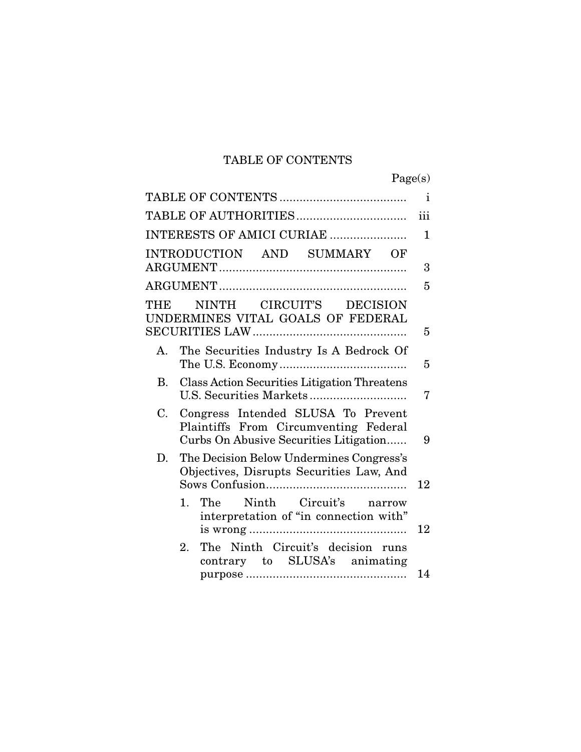# TABLE OF CONTENTS

| | Page(s) |
|---|---|
| TABLE OF CONTENTS | i |
| TABLE OF AUTHORITIES | iii |
| INTERESTS OF AMICI CURIAE | 1 |
| INTRODUCTION AND SUMMARY OF ARGUMENT | 3 |
| ARGUMENT | 5 |
| THE NINTH CIRCUIT'S DECISION UNDERMINES VITAL GOALS OF FEDERAL SECURITIES LAW | 5 |
| A. The Securities Industry Is A Bedrock Of The U.S. Economy | 5 |
| B. Class Action Securities Litigation Threatens U.S. Securities Markets | 7 |
| C. Congress Intended SLUSA To Prevent Plaintiffs From Circumventing Federal Curbs On Abusive Securities Litigation | 9 |
| D. The Decision Below Undermines Congress's Objectives, Disrupts Securities Law, And Sows Confusion | 12 |
| 1. The Ninth Circuit's narrow interpretation of "in connection with" is wrong | 12 |
| 2. The Ninth Circuit's decision runs contrary to SLUSA's animating purpose | 14 |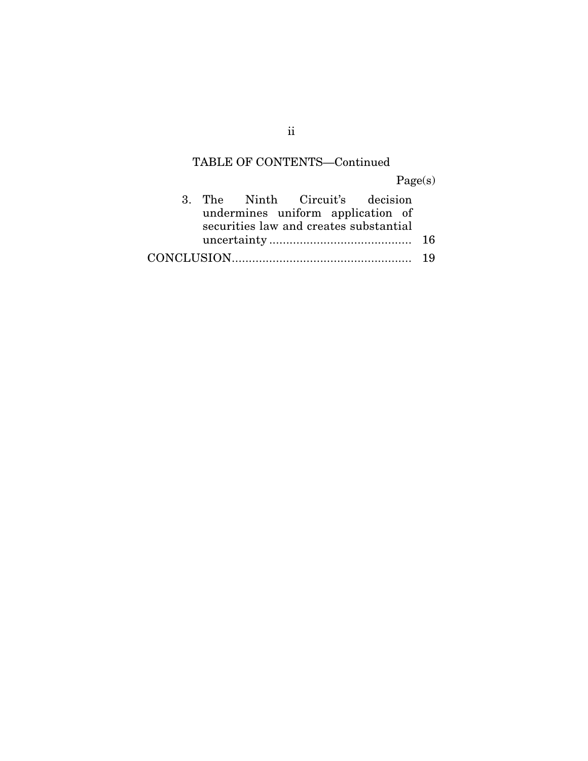TABLE OF CONTENTS—Continued

| | Page(s) |
|---|---|
| 3. The Ninth Circuit's decision undermines uniform application of securities law and creates substantial uncertainty | 16 |
| CONCLUSION | 19 |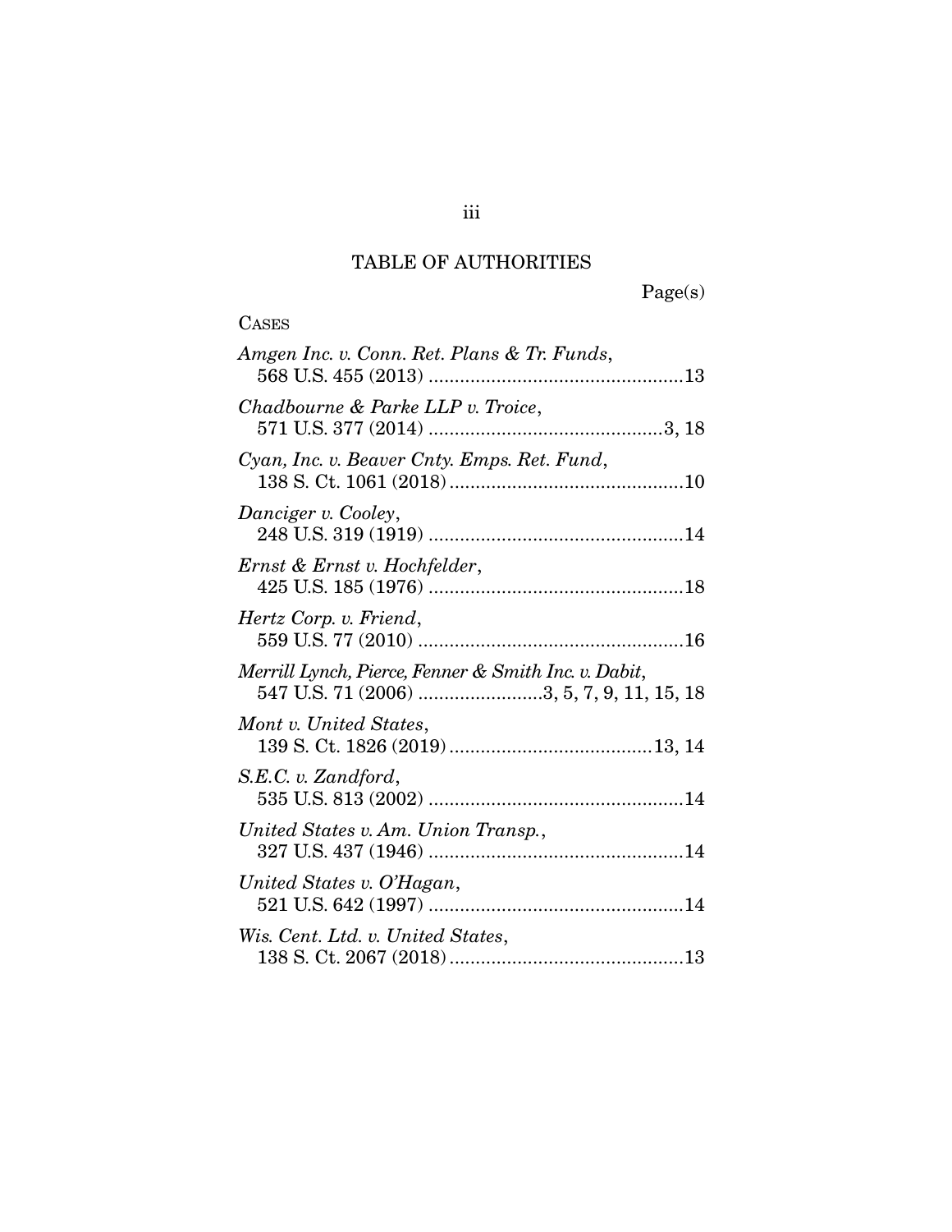# TABLE OF AUTHORITIES

Page(s)

CASES

*Amgen Inc. v. Conn. Ret. Plans & Tr. Funds*,
568 U.S. 455 (2013) ................................................13

*Chadbourne & Parke LLP v. Troice*,
571 U.S. 377 (2014) ............................................3, 18

*Cyan, Inc. v. Beaver Cnty. Emps. Ret. Fund*,
138 S. Ct. 1061 (2018)............................................10

*Danciger v. Cooley*,
248 U.S. 319 (1919) ................................................14

*Ernst & Ernst v. Hochfelder*,
425 U.S. 185 (1976) ................................................18

*Hertz Corp. v. Friend*,
559 U.S. 77 (2010) ..................................................16

*Merrill Lynch, Pierce, Fenner & Smith Inc. v. Dabit*,
547 U.S. 71 (2006) .......................3, 5, 7, 9, 11, 15, 18

*Mont v. United States*,
139 S. Ct. 1826 (2019)......................................13, 14

*S.E.C. v. Zandford*,
535 U.S. 813 (2002) ................................................14

*United States v. Am. Union Transp.*,
327 U.S. 437 (1946) ................................................14

*United States v. O'Hagan*,
521 U.S. 642 (1997) ................................................14

*Wis. Cent. Ltd. v. United States*,
138 S. Ct. 2067 (2018)............................................13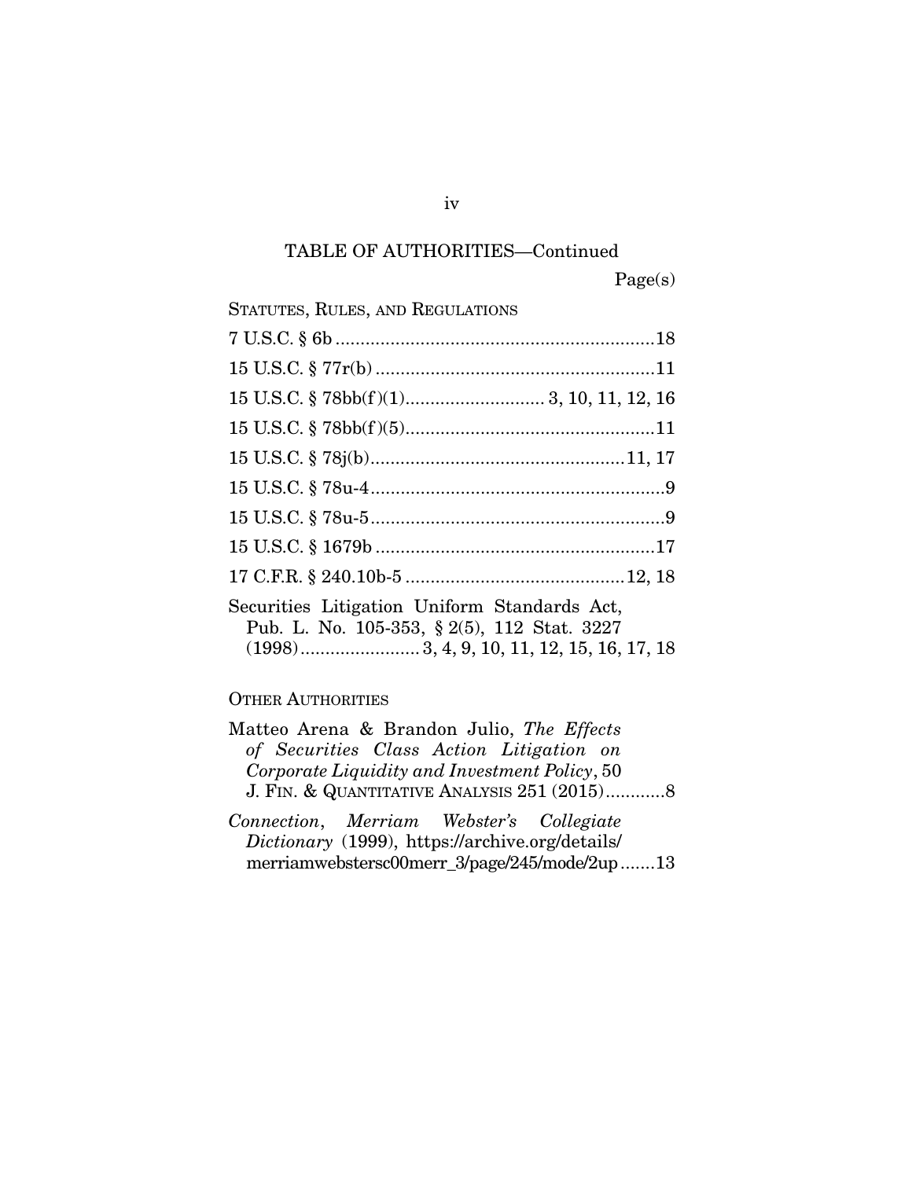TABLE OF AUTHORITIES—Continued

Page(s)

STATUTES, RULES, AND REGULATIONS

7 U.S.C. § 6b ................................................................18

15 U.S.C. § 77r(b) ........................................................11

15 U.S.C. § 78bb(f)(1)............................ 3, 10, 11, 12, 16

15 U.S.C. § 78bb(f)(5)..................................................11

15 U.S.C. § 78j(b)...................................................11, 17

15 U.S.C. § 78u-4...........................................................9

15 U.S.C. § 78u-5...........................................................9

15 U.S.C. § 1679b ........................................................17

17 C.F.R. § 240.10b-5 ............................................12, 18

Securities Litigation Uniform Standards Act, Pub. L. No. 105-353, § 2(5), 112 Stat. 3227 (1998)........................ 3, 4, 9, 10, 11, 12, 15, 16, 17, 18

OTHER AUTHORITIES

Matteo Arena & Brandon Julio, *The Effects of Securities Class Action Litigation on Corporate Liquidity and Investment Policy*, 50 J. FIN. & QUANTITATIVE ANALYSIS 251 (2015)............8

*Connection*, *Merriam Webster's Collegiate Dictionary* (1999), https://archive.org/details/merriamwebstersc00merr_3/page/245/mode/2up .......13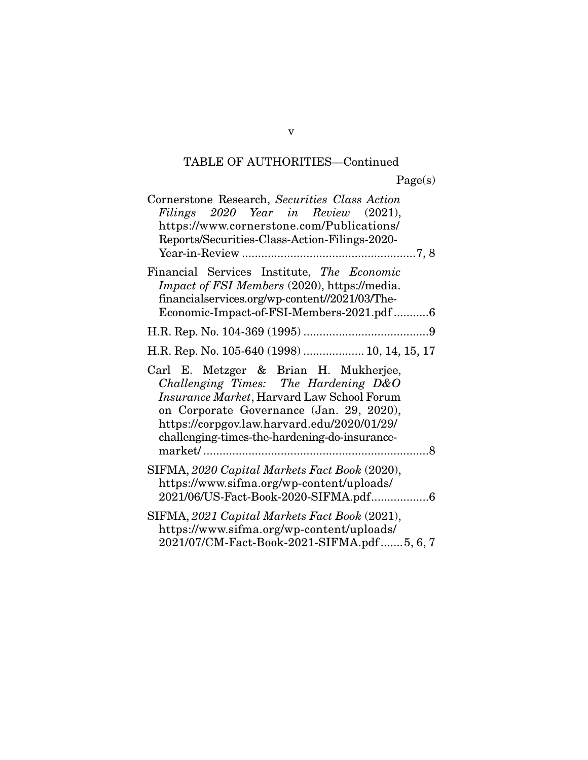TABLE OF AUTHORITIES—Continued

Page(s)

Cornerstone Research, *Securities Class Action Filings 2020 Year in Review* (2021), https://www.cornerstone.com/Publications/Reports/Securities-Class-Action-Filings-2020-Year-in-Review ....................................................7, 8

Financial Services Institute, *The Economic Impact of FSI Members* (2020), https://media.financialservices.org/wp-content//2021/03/The-Economic-Impact-of-FSI-Members-2021.pdf ...........6

H.R. Rep. No. 104-369 (1995) .......................................9

H.R. Rep. No. 105-640 (1998) ................... 10, 14, 15, 17

Carl E. Metzger & Brian H. Mukherjee, *Challenging Times: The Hardening D&O Insurance Market*, Harvard Law School Forum on Corporate Governance (Jan. 29, 2020), https://corpgov.law.harvard.edu/2020/01/29/challenging-times-the-hardening-do-insurance-market/ ......................................................................8

SIFMA, *2020 Capital Markets Fact Book* (2020), https://www.sifma.org/wp-content/uploads/2021/06/US-Fact-Book-2020-SIFMA.pdf.................6

SIFMA, *2021 Capital Markets Fact Book* (2021), https://www.sifma.org/wp-content/uploads/2021/07/CM-Fact-Book-2021-SIFMA.pdf.......5, 6, 7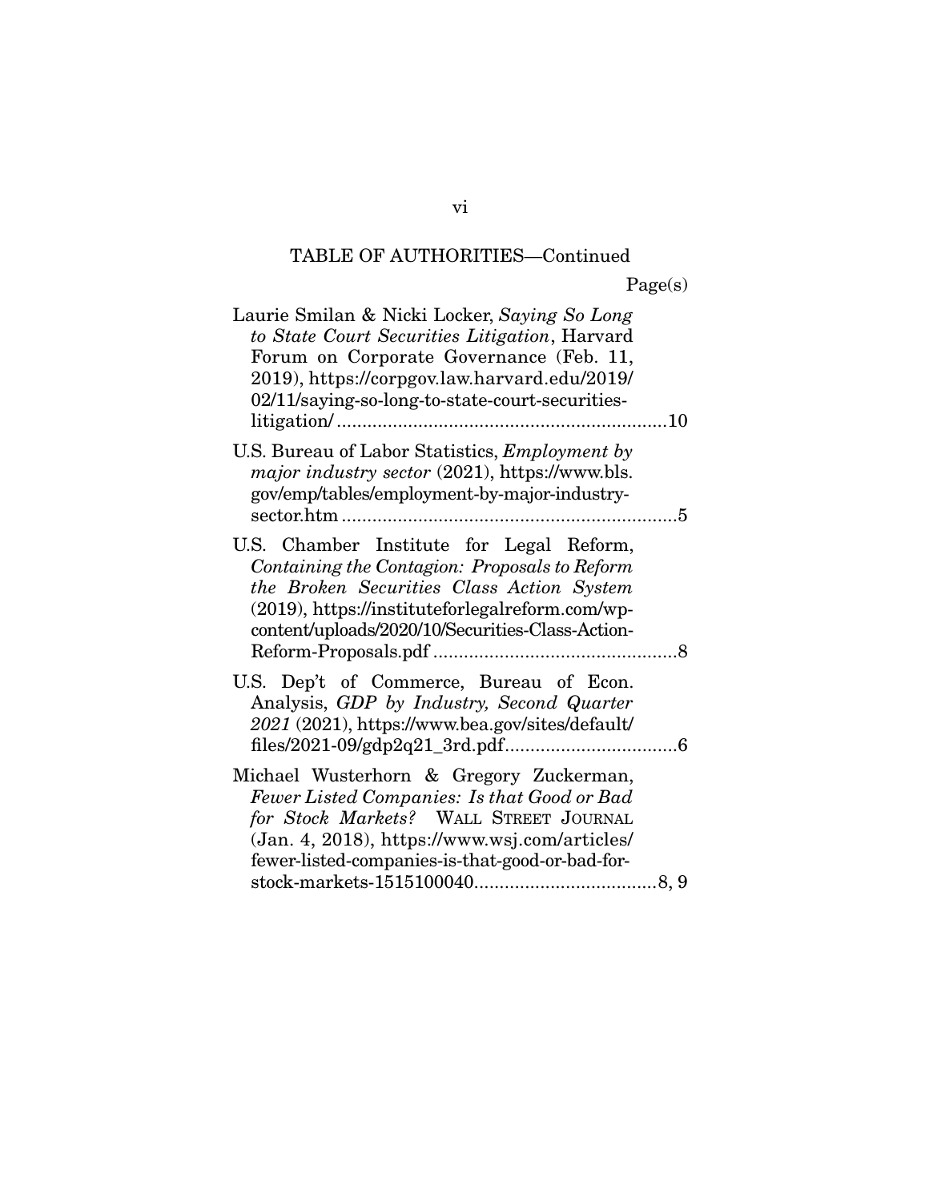TABLE OF AUTHORITIES—Continued

Page(s)

Laurie Smilan & Nicki Locker, *Saying So Long to State Court Securities Litigation*, Harvard Forum on Corporate Governance (Feb. 11, 2019), https://corpgov.law.harvard.edu/2019/02/11/saying-so-long-to-state-court-securities-litigation/ .................................................................10

U.S. Bureau of Labor Statistics, *Employment by major industry sector* (2021), https://www.bls.gov/emp/tables/employment-by-major-industry-sector.htm .................................................................5

U.S. Chamber Institute for Legal Reform, *Containing the Contagion: Proposals to Reform the Broken Securities Class Action System* (2019), https://instituteforlegalreform.com/wp-content/uploads/2020/10/Securities-Class-Action-Reform-Proposals.pdf ................................................8

U.S. Dep't of Commerce, Bureau of Econ. Analysis, *GDP by Industry, Second Quarter 2021* (2021), https://www.bea.gov/sites/default/files/2021-09/gdp2q21_3rd.pdf.................................6

Michael Wusterhorn & Gregory Zuckerman, *Fewer Listed Companies: Is that Good or Bad for Stock Markets?* WALL STREET JOURNAL (Jan. 4, 2018), https://www.wsj.com/articles/fewer-listed-companies-is-that-good-or-bad-for-stock-markets-1515100040...................................8, 9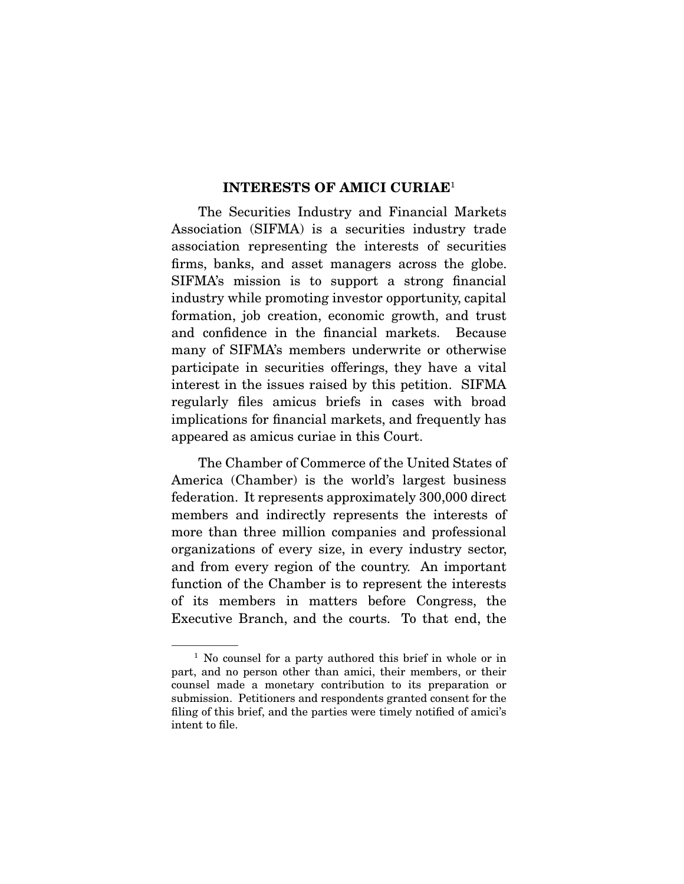## INTERESTS OF AMICI CURIAE[1]

The Securities Industry and Financial Markets Association (SIFMA) is a securities industry trade association representing the interests of securities firms, banks, and asset managers across the globe. SIFMA's mission is to support a strong financial industry while promoting investor opportunity, capital formation, job creation, economic growth, and trust and confidence in the financial markets. Because many of SIFMA's members underwrite or otherwise participate in securities offerings, they have a vital interest in the issues raised by this petition. SIFMA regularly files amicus briefs in cases with broad implications for financial markets, and frequently has appeared as amicus curiae in this Court.

The Chamber of Commerce of the United States of America (Chamber) is the world's largest business federation. It represents approximately 300,000 direct members and indirectly represents the interests of more than three million companies and professional organizations of every size, in every industry sector, and from every region of the country. An important function of the Chamber is to represent the interests of its members in matters before Congress, the Executive Branch, and the courts. To that end, the

---

[1] No counsel for a party authored this brief in whole or in part, and no person other than amici, their members, or their counsel made a monetary contribution to its preparation or submission. Petitioners and respondents granted consent for the filing of this brief, and the parties were timely notified of amici's intent to file.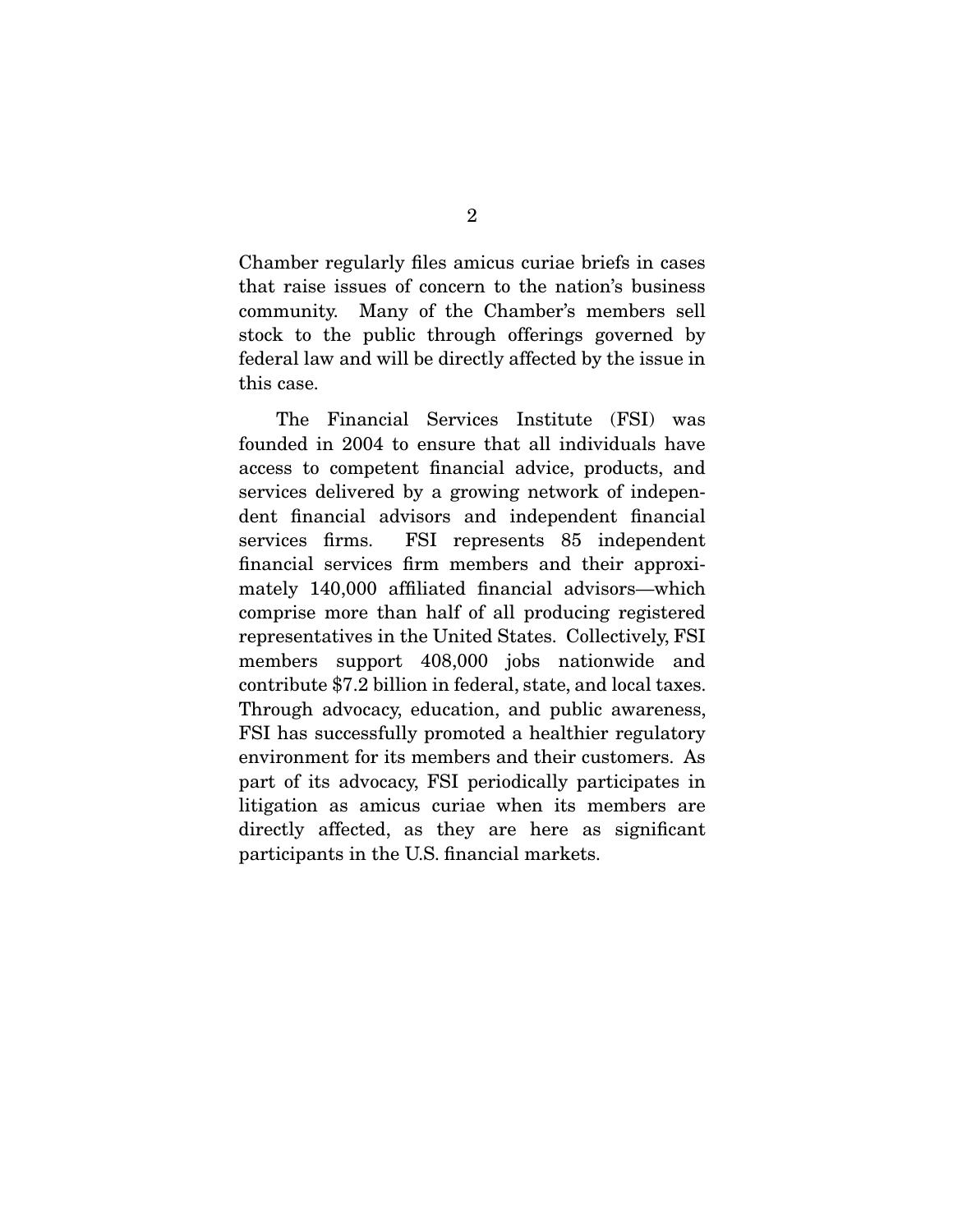Chamber regularly files amicus curiae briefs in cases that raise issues of concern to the nation's business community. Many of the Chamber's members sell stock to the public through offerings governed by federal law and will be directly affected by the issue in this case.

The Financial Services Institute (FSI) was founded in 2004 to ensure that all individuals have access to competent financial advice, products, and services delivered by a growing network of independent financial advisors and independent financial services firms. FSI represents 85 independent financial services firm members and their approximately 140,000 affiliated financial advisors—which comprise more than half of all producing registered representatives in the United States. Collectively, FSI members support 408,000 jobs nationwide and contribute $7.2 billion in federal, state, and local taxes. Through advocacy, education, and public awareness, FSI has successfully promoted a healthier regulatory environment for its members and their customers. As part of its advocacy, FSI periodically participates in litigation as amicus curiae when its members are directly affected, as they are here as significant participants in the U.S. financial markets.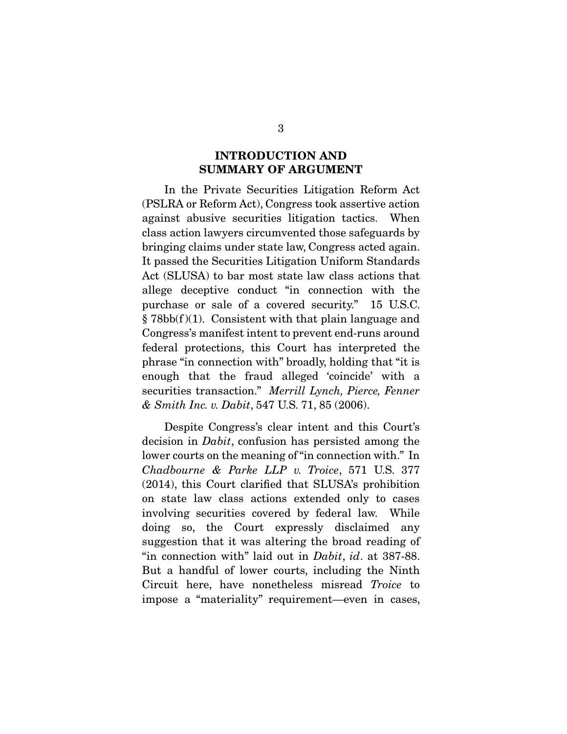## INTRODUCTION AND SUMMARY OF ARGUMENT

In the Private Securities Litigation Reform Act (PSLRA or Reform Act), Congress took assertive action against abusive securities litigation tactics. When class action lawyers circumvented those safeguards by bringing claims under state law, Congress acted again. It passed the Securities Litigation Uniform Standards Act (SLUSA) to bar most state law class actions that allege deceptive conduct "in connection with the purchase or sale of a covered security." 15 U.S.C. § 78bb(f)(1). Consistent with that plain language and Congress's manifest intent to prevent end-runs around federal protections, this Court has interpreted the phrase "in connection with" broadly, holding that "it is enough that the fraud alleged 'coincide' with a securities transaction." *Merrill Lynch, Pierce, Fenner & Smith Inc. v. Dabit*, 547 U.S. 71, 85 (2006).

Despite Congress's clear intent and this Court's decision in *Dabit*, confusion has persisted among the lower courts on the meaning of "in connection with." In *Chadbourne & Parke LLP v. Troice*, 571 U.S. 377 (2014), this Court clarified that SLUSA's prohibition on state law class actions extended only to cases involving securities covered by federal law. While doing so, the Court expressly disclaimed any suggestion that it was altering the broad reading of "in connection with" laid out in *Dabit*, *id*. at 387-88. But a handful of lower courts, including the Ninth Circuit here, have nonetheless misread *Troice* to impose a "materiality" requirement—even in cases,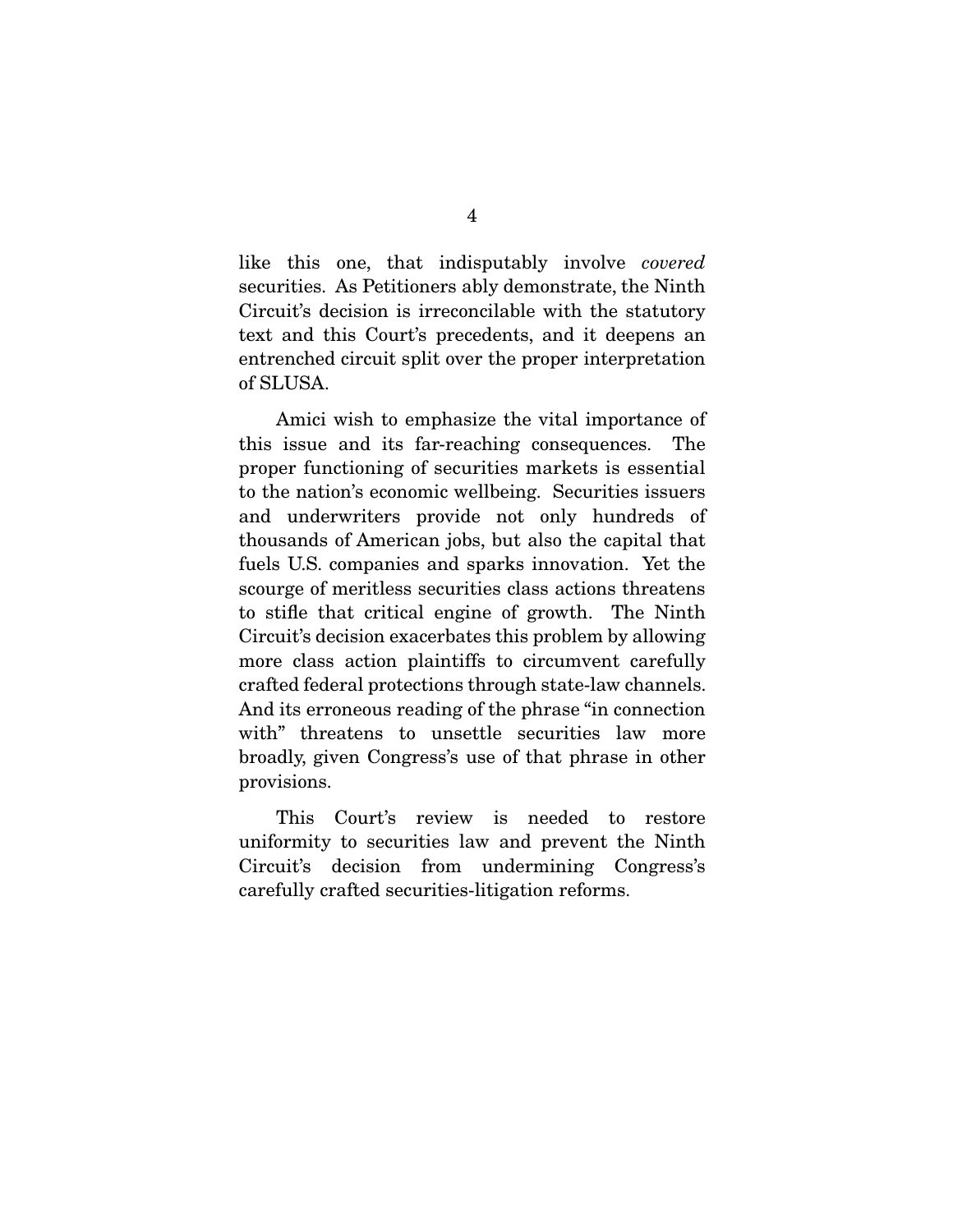like this one, that indisputably involve *covered* securities. As Petitioners ably demonstrate, the Ninth Circuit's decision is irreconcilable with the statutory text and this Court's precedents, and it deepens an entrenched circuit split over the proper interpretation of SLUSA.

Amici wish to emphasize the vital importance of this issue and its far-reaching consequences. The proper functioning of securities markets is essential to the nation's economic wellbeing. Securities issuers and underwriters provide not only hundreds of thousands of American jobs, but also the capital that fuels U.S. companies and sparks innovation. Yet the scourge of meritless securities class actions threatens to stifle that critical engine of growth. The Ninth Circuit's decision exacerbates this problem by allowing more class action plaintiffs to circumvent carefully crafted federal protections through state-law channels. And its erroneous reading of the phrase "in connection with" threatens to unsettle securities law more broadly, given Congress's use of that phrase in other provisions.

This Court's review is needed to restore uniformity to securities law and prevent the Ninth Circuit's decision from undermining Congress's carefully crafted securities-litigation reforms.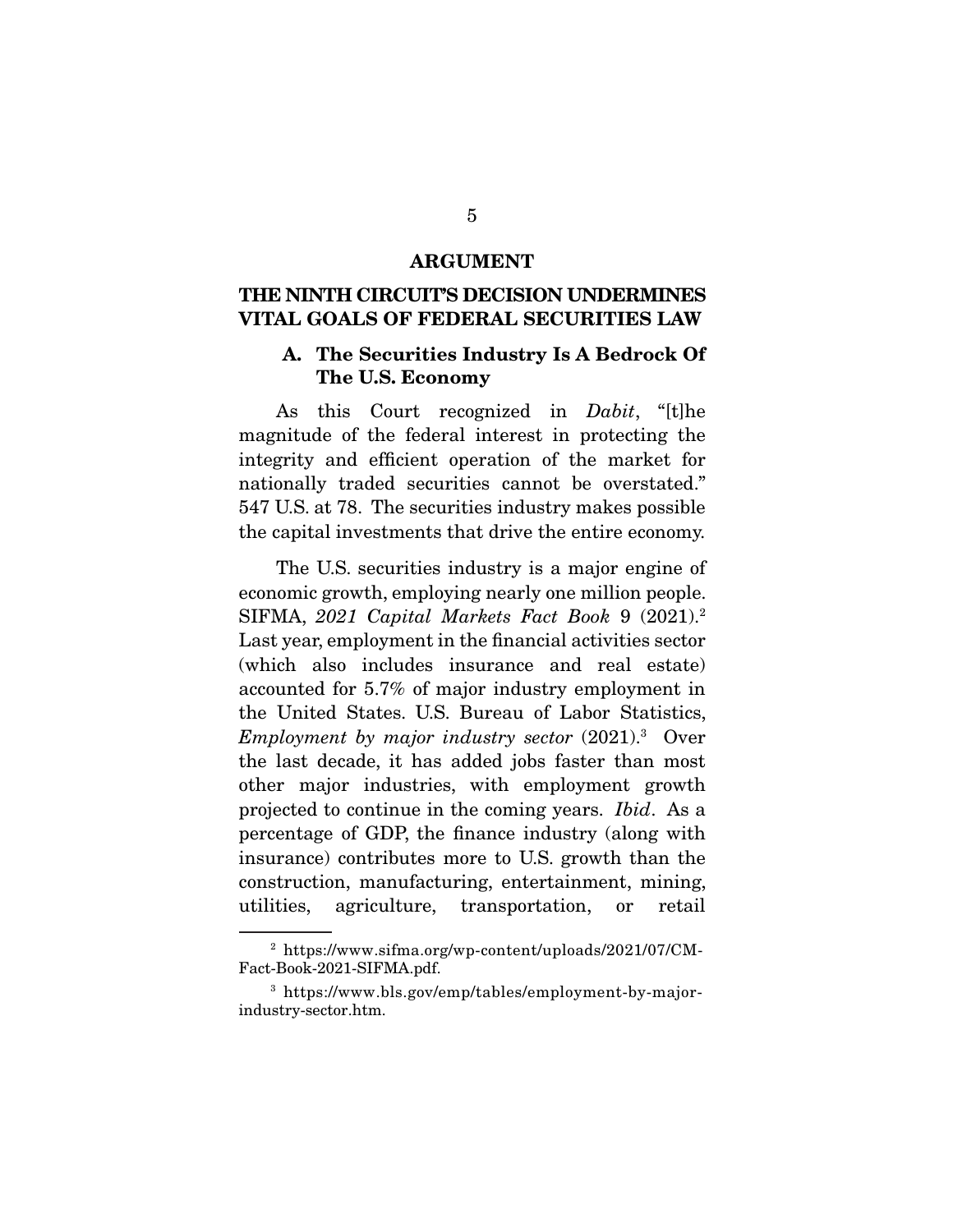## ARGUMENT

## THE NINTH CIRCUIT'S DECISION UNDERMINES VITAL GOALS OF FEDERAL SECURITIES LAW

### A. The Securities Industry Is A Bedrock Of The U.S. Economy

As this Court recognized in *Dabit*, "[t]he magnitude of the federal interest in protecting the integrity and efficient operation of the market for nationally traded securities cannot be overstated." 547 U.S. at 78. The securities industry makes possible the capital investments that drive the entire economy.

The U.S. securities industry is a major engine of economic growth, employing nearly one million people. SIFMA, *2021 Capital Markets Fact Book* 9 (2021).[2] Last year, employment in the financial activities sector (which also includes insurance and real estate) accounted for 5.7% of major industry employment in the United States. U.S. Bureau of Labor Statistics, *Employment by major industry sector* (2021).[3] Over the last decade, it has added jobs faster than most other major industries, with employment growth projected to continue in the coming years. *Ibid*. As a percentage of GDP, the finance industry (along with insurance) contributes more to U.S. growth than the construction, manufacturing, entertainment, mining, utilities, agriculture, transportation, or retail

---

[2] https://www.sifma.org/wp-content/uploads/2021/07/CM-Fact-Book-2021-SIFMA.pdf.

[3] https://www.bls.gov/emp/tables/employment-by-major-industry-sector.htm.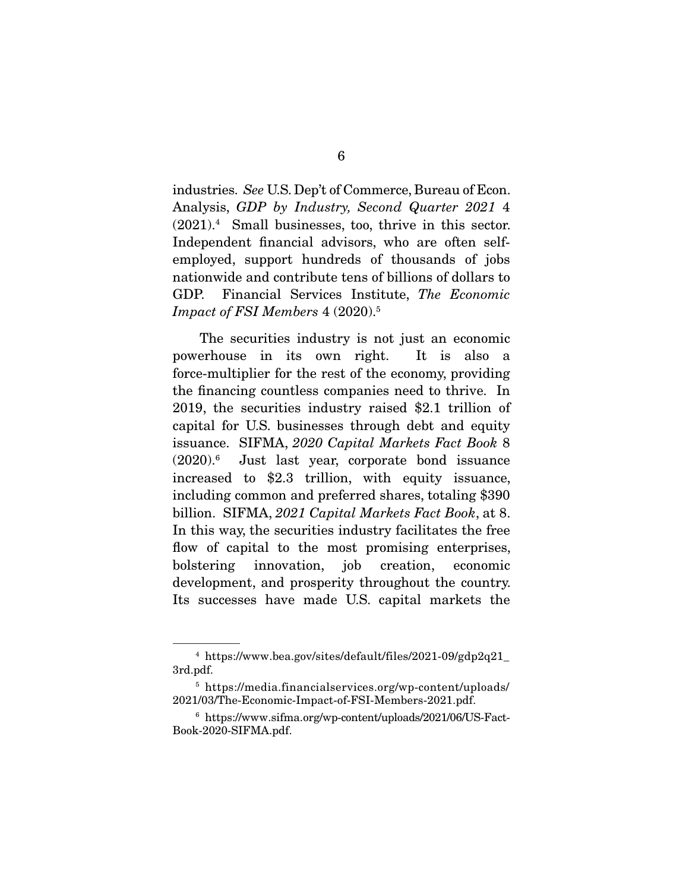industries. *See* U.S. Dep't of Commerce, Bureau of Econ. Analysis, *GDP by Industry, Second Quarter 2021* 4 (2021).[4] Small businesses, too, thrive in this sector. Independent financial advisors, who are often self-employed, support hundreds of thousands of jobs nationwide and contribute tens of billions of dollars to GDP. Financial Services Institute, *The Economic Impact of FSI Members* 4 (2020).[5]

The securities industry is not just an economic powerhouse in its own right. It is also a force-multiplier for the rest of the economy, providing the financing countless companies need to thrive. In 2019, the securities industry raised $2.1 trillion of capital for U.S. businesses through debt and equity issuance. SIFMA, *2020 Capital Markets Fact Book* 8 (2020).[6] Just last year, corporate bond issuance increased to $2.3 trillion, with equity issuance, including common and preferred shares, totaling $390 billion. SIFMA, *2021 Capital Markets Fact Book*, at 8. In this way, the securities industry facilitates the free flow of capital to the most promising enterprises, bolstering innovation, job creation, economic development, and prosperity throughout the country. Its successes have made U.S. capital markets the

---

[4] https://www.bea.gov/sites/default/files/2021-09/gdp2q21_3rd.pdf.

[5] https://media.financialservices.org/wp-content/uploads/2021/03/The-Economic-Impact-of-FSI-Members-2021.pdf.

[6] https://www.sifma.org/wp-content/uploads/2021/06/US-Fact-Book-2020-SIFMA.pdf.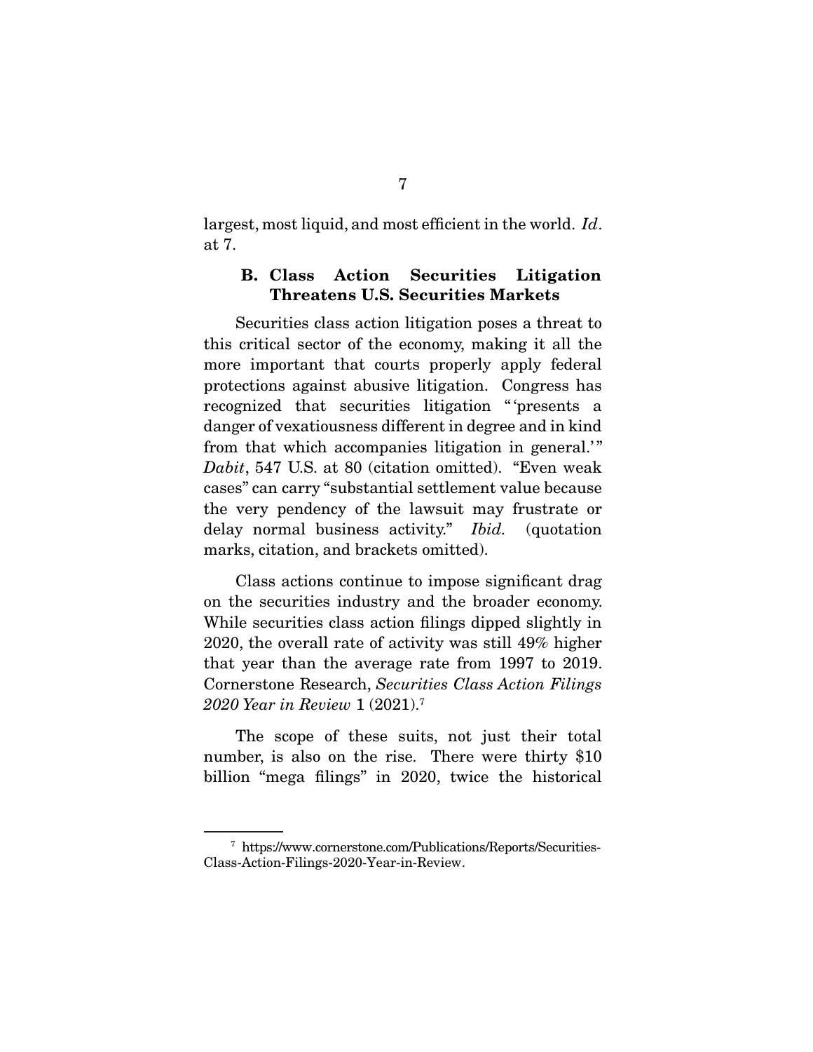largest, most liquid, and most efficient in the world. *Id*. at 7.

### B. Class Action Securities Litigation Threatens U.S. Securities Markets

Securities class action litigation poses a threat to this critical sector of the economy, making it all the more important that courts properly apply federal protections against abusive litigation. Congress has recognized that securities litigation "'presents a danger of vexatiousness different in degree and in kind from that which accompanies litigation in general.'" *Dabit*, 547 U.S. at 80 (citation omitted). "Even weak cases" can carry "substantial settlement value because the very pendency of the lawsuit may frustrate or delay normal business activity." *Ibid.* (quotation marks, citation, and brackets omitted).

Class actions continue to impose significant drag on the securities industry and the broader economy. While securities class action filings dipped slightly in 2020, the overall rate of activity was still 49% higher that year than the average rate from 1997 to 2019. Cornerstone Research, *Securities Class Action Filings 2020 Year in Review* 1 (2021).[7]

The scope of these suits, not just their total number, is also on the rise. There were thirty $10 billion "mega filings" in 2020, twice the historical

---

[7] https://www.cornerstone.com/Publications/Reports/Securities-Class-Action-Filings-2020-Year-in-Review.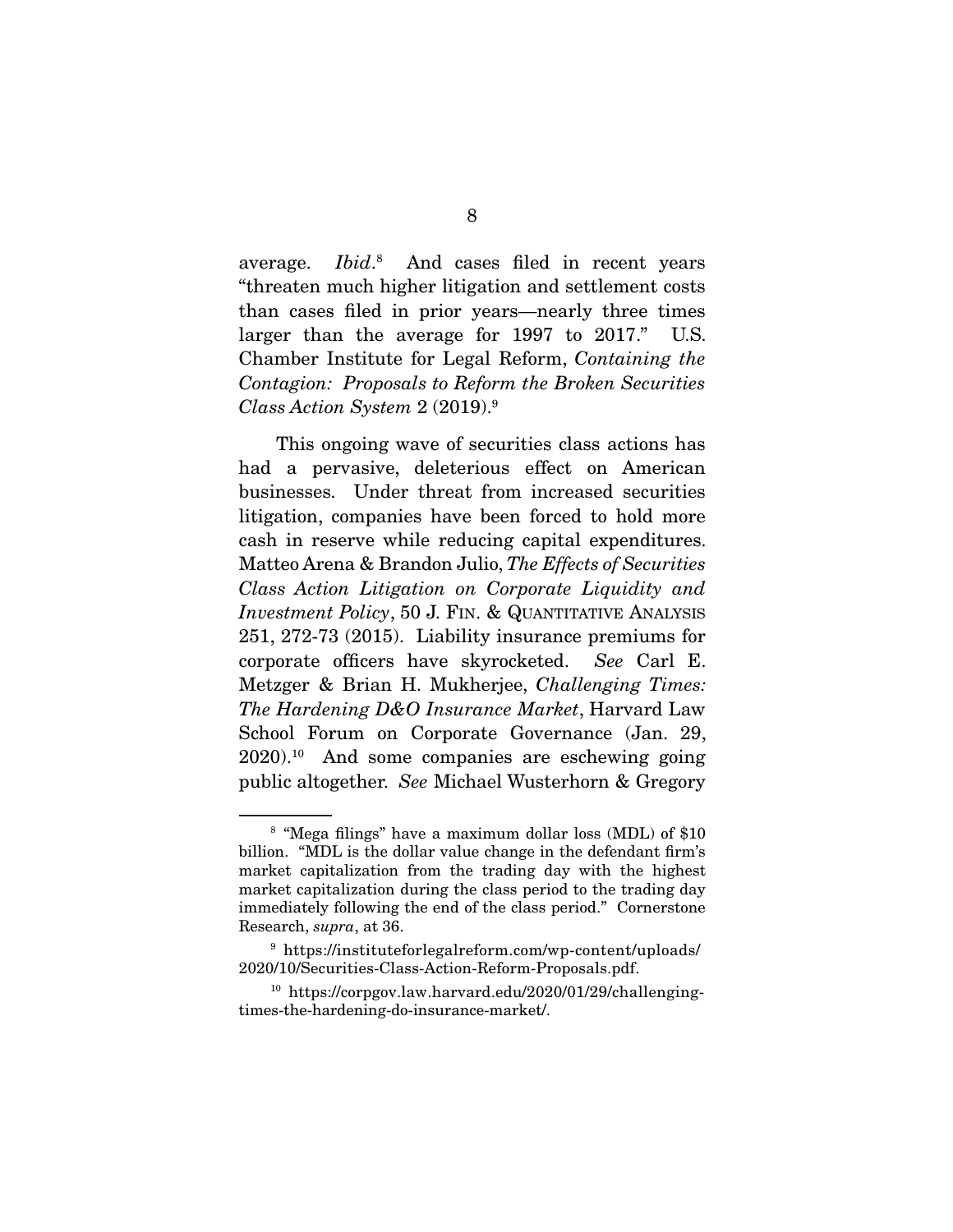average. *Ibid*.[8] And cases filed in recent years "threaten much higher litigation and settlement costs than cases filed in prior years—nearly three times larger than the average for 1997 to 2017." U.S. Chamber Institute for Legal Reform, *Containing the Contagion: Proposals to Reform the Broken Securities Class Action System* 2 (2019).[9]

This ongoing wave of securities class actions has had a pervasive, deleterious effect on American businesses. Under threat from increased securities litigation, companies have been forced to hold more cash in reserve while reducing capital expenditures. Matteo Arena & Brandon Julio, *The Effects of Securities Class Action Litigation on Corporate Liquidity and Investment Policy*, 50 J. FIN. & QUANTITATIVE ANALYSIS 251, 272-73 (2015). Liability insurance premiums for corporate officers have skyrocketed. *See* Carl E. Metzger & Brian H. Mukherjee, *Challenging Times: The Hardening D&O Insurance Market*, Harvard Law School Forum on Corporate Governance (Jan. 29, 2020).[10] And some companies are eschewing going public altogether. *See* Michael Wusterhorn & Gregory

---

[8] "Mega filings" have a maximum dollar loss (MDL) of $10 billion. "MDL is the dollar value change in the defendant firm's market capitalization from the trading day with the highest market capitalization during the class period to the trading day immediately following the end of the class period." Cornerstone Research, *supra*, at 36.

[9] https://instituteforlegalreform.com/wp-content/uploads/2020/10/Securities-Class-Action-Reform-Proposals.pdf.

[10] https://corpgov.law.harvard.edu/2020/01/29/challenging-times-the-hardening-do-insurance-market/.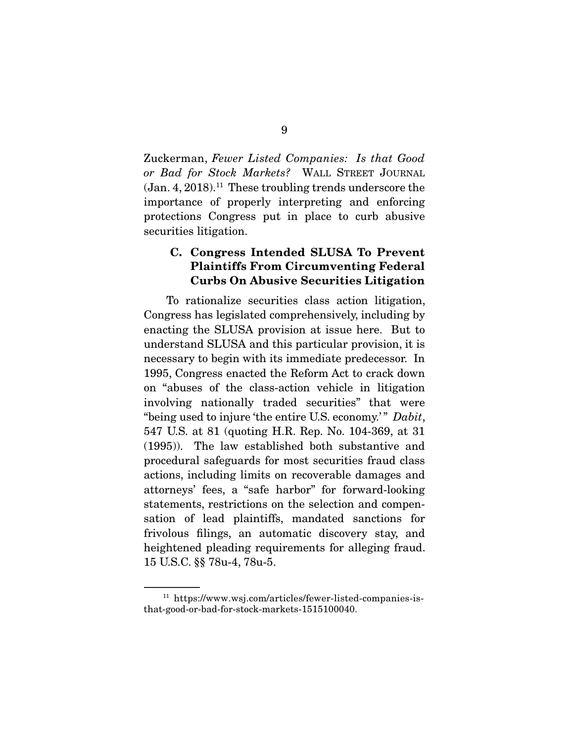Zuckerman, *Fewer Listed Companies: Is that Good or Bad for Stock Markets?* WALL STREET JOURNAL (Jan. 4, 2018).[11] These troubling trends underscore the importance of properly interpreting and enforcing protections Congress put in place to curb abusive securities litigation.

### C. Congress Intended SLUSA To Prevent Plaintiffs From Circumventing Federal Curbs On Abusive Securities Litigation

To rationalize securities class action litigation, Congress has legislated comprehensively, including by enacting the SLUSA provision at issue here. But to understand SLUSA and this particular provision, it is necessary to begin with its immediate predecessor. In 1995, Congress enacted the Reform Act to crack down on "abuses of the class-action vehicle in litigation involving nationally traded securities" that were "being used to injure 'the entire U.S. economy.'" *Dabit*, 547 U.S. at 81 (quoting H.R. Rep. No. 104-369, at 31 (1995)). The law established both substantive and procedural safeguards for most securities fraud class actions, including limits on recoverable damages and attorneys' fees, a "safe harbor" for forward-looking statements, restrictions on the selection and compensation of lead plaintiffs, mandated sanctions for frivolous filings, an automatic discovery stay, and heightened pleading requirements for alleging fraud. 15 U.S.C. §§ 78u-4, 78u-5.

---

[11] https://www.wsj.com/articles/fewer-listed-companies-is-that-good-or-bad-for-stock-markets-1515100040.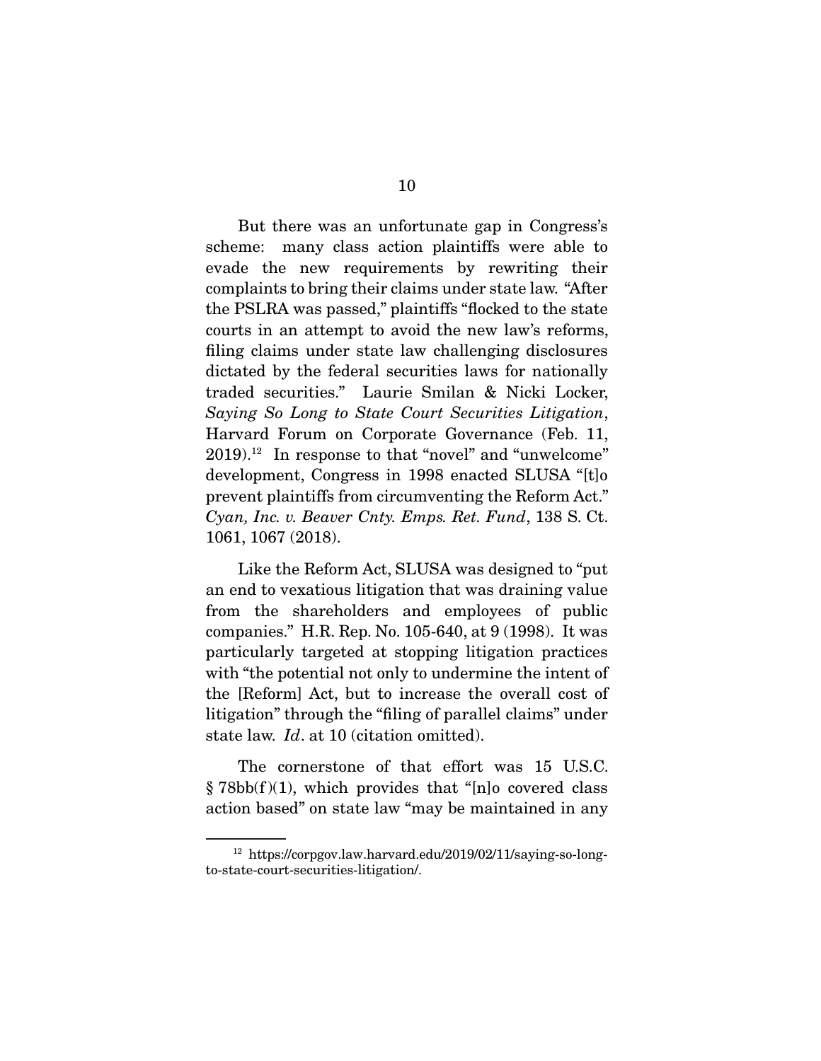But there was an unfortunate gap in Congress's scheme: many class action plaintiffs were able to evade the new requirements by rewriting their complaints to bring their claims under state law. "After the PSLRA was passed," plaintiffs "flocked to the state courts in an attempt to avoid the new law's reforms, filing claims under state law challenging disclosures dictated by the federal securities laws for nationally traded securities." Laurie Smilan & Nicki Locker, *Saying So Long to State Court Securities Litigation*, Harvard Forum on Corporate Governance (Feb. 11, 2019).[12] In response to that "novel" and "unwelcome" development, Congress in 1998 enacted SLUSA "[t]o prevent plaintiffs from circumventing the Reform Act." *Cyan, Inc. v. Beaver Cnty. Emps. Ret. Fund*, 138 S. Ct. 1061, 1067 (2018).

Like the Reform Act, SLUSA was designed to "put an end to vexatious litigation that was draining value from the shareholders and employees of public companies." H.R. Rep. No. 105-640, at 9 (1998). It was particularly targeted at stopping litigation practices with "the potential not only to undermine the intent of the [Reform] Act, but to increase the overall cost of litigation" through the "filing of parallel claims" under state law. *Id*. at 10 (citation omitted).

The cornerstone of that effort was 15 U.S.C. § 78bb(f)(1), which provides that "[n]o covered class action based" on state law "may be maintained in any

---

[12] https://corpgov.law.harvard.edu/2019/02/11/saying-so-long-to-state-court-securities-litigation/.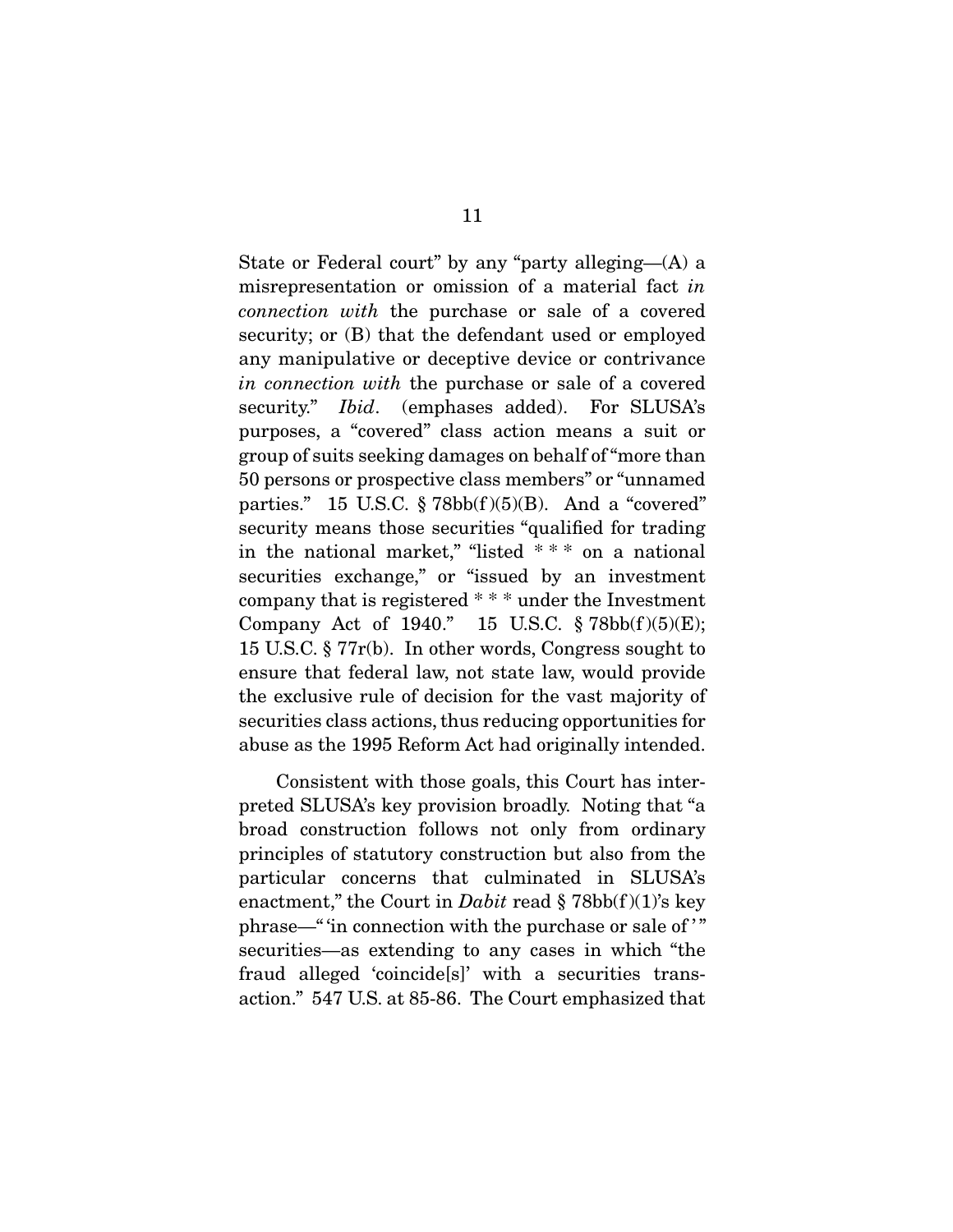State or Federal court" by any "party alleging—(A) a misrepresentation or omission of a material fact *in connection with* the purchase or sale of a covered security; or (B) that the defendant used or employed any manipulative or deceptive device or contrivance *in connection with* the purchase or sale of a covered security." *Ibid*. (emphases added). For SLUSA's purposes, a "covered" class action means a suit or group of suits seeking damages on behalf of "more than 50 persons or prospective class members" or "unnamed parties." 15 U.S.C. § 78bb(f)(5)(B). And a "covered" security means those securities "qualified for trading in the national market," "listed * * * on a national securities exchange," or "issued by an investment company that is registered * * * under the Investment Company Act of 1940." 15 U.S.C. § 78bb(f)(5)(E); 15 U.S.C. § 77r(b). In other words, Congress sought to ensure that federal law, not state law, would provide the exclusive rule of decision for the vast majority of securities class actions, thus reducing opportunities for abuse as the 1995 Reform Act had originally intended.

Consistent with those goals, this Court has interpreted SLUSA's key provision broadly. Noting that "a broad construction follows not only from ordinary principles of statutory construction but also from the particular concerns that culminated in SLUSA's enactment," the Court in *Dabit* read § 78bb(f)(1)'s key phrase—" 'in connection with the purchase or sale of' " securities—as extending to any cases in which "the fraud alleged 'coincide[s]' with a securities transaction." 547 U.S. at 85-86. The Court emphasized that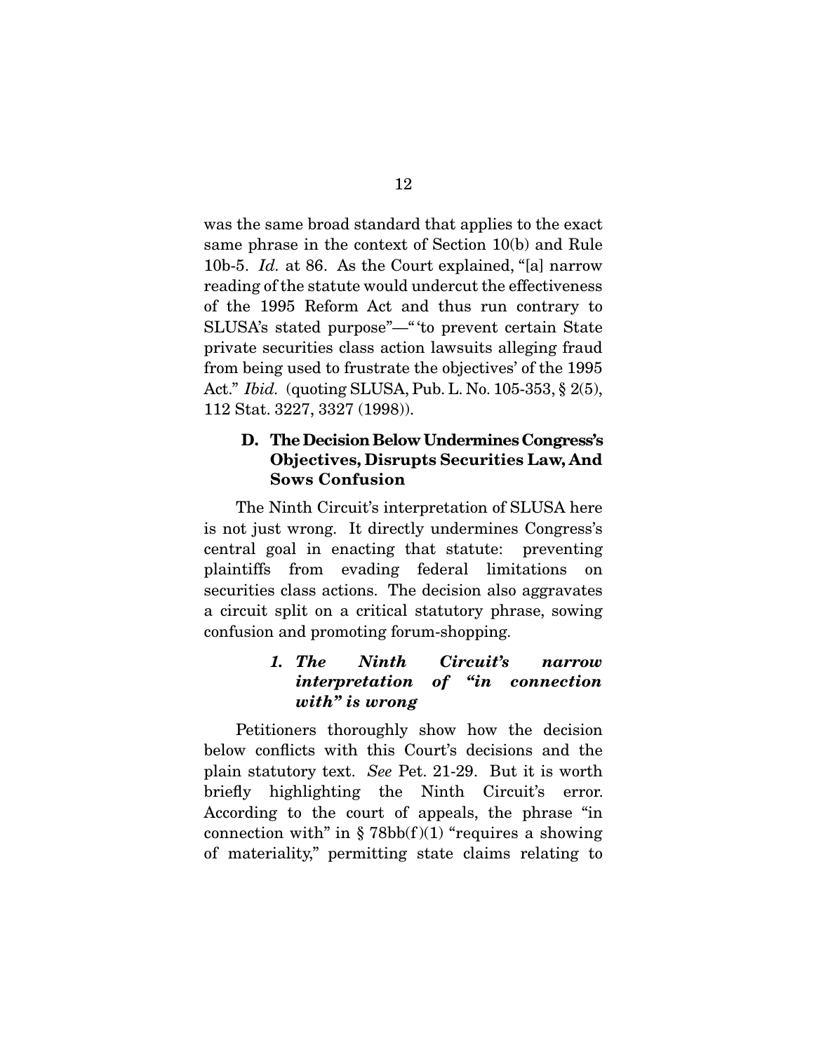was the same broad standard that applies to the exact same phrase in the context of Section 10(b) and Rule 10b-5. *Id.* at 86. As the Court explained, "[a] narrow reading of the statute would undercut the effectiveness of the 1995 Reform Act and thus run contrary to SLUSA's stated purpose"—"'to prevent certain State private securities class action lawsuits alleging fraud from being used to frustrate the objectives' of the 1995 Act." *Ibid.* (quoting SLUSA, Pub. L. No. 105-353, § 2(5), 112 Stat. 3227, 3327 (1998)).

### D. The Decision Below Undermines Congress's Objectives, Disrupts Securities Law, And Sows Confusion

The Ninth Circuit's interpretation of SLUSA here is not just wrong. It directly undermines Congress's central goal in enacting that statute: preventing plaintiffs from evading federal limitations on securities class actions. The decision also aggravates a circuit split on a critical statutory phrase, sowing confusion and promoting forum-shopping.

#### *1. The Ninth Circuit's narrow interpretation of "in connection with" is wrong*

Petitioners thoroughly show how the decision below conflicts with this Court's decisions and the plain statutory text. *See* Pet. 21-29. But it is worth briefly highlighting the Ninth Circuit's error. According to the court of appeals, the phrase "in connection with" in § 78bb(f)(1) "requires a showing of materiality," permitting state claims relating to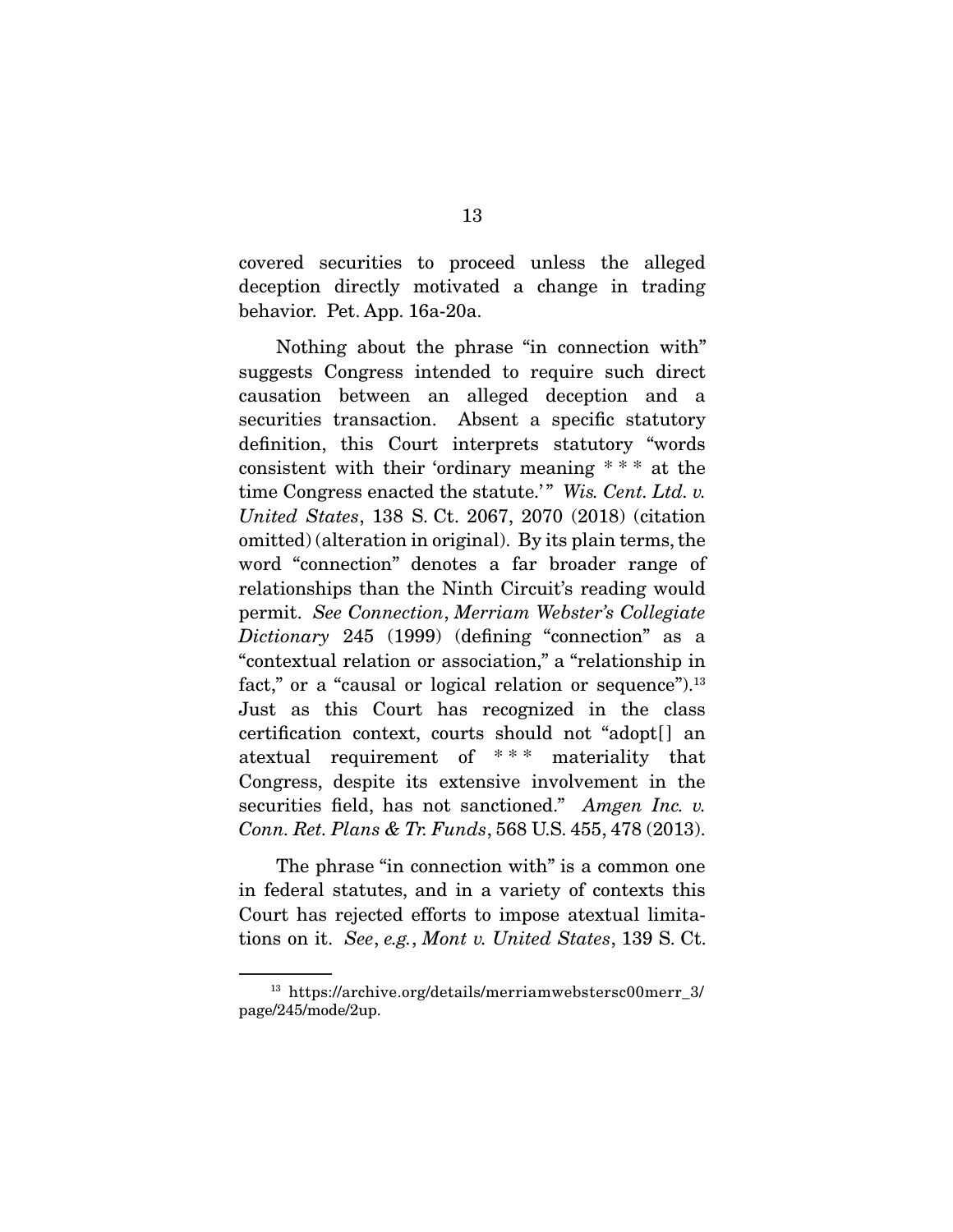covered securities to proceed unless the alleged deception directly motivated a change in trading behavior. Pet. App. 16a-20a.

Nothing about the phrase "in connection with" suggests Congress intended to require such direct causation between an alleged deception and a securities transaction. Absent a specific statutory definition, this Court interprets statutory "words consistent with their 'ordinary meaning * * * at the time Congress enacted the statute.'" *Wis. Cent. Ltd. v. United States*, 138 S. Ct. 2067, 2070 (2018) (citation omitted) (alteration in original). By its plain terms, the word "connection" denotes a far broader range of relationships than the Ninth Circuit's reading would permit. *See Connection*, *Merriam Webster's Collegiate Dictionary* 245 (1999) (defining "connection" as a "contextual relation or association," a "relationship in fact," or a "causal or logical relation or sequence").[13] Just as this Court has recognized in the class certification context, courts should not "adopt[] an atextual requirement of * * * materiality that Congress, despite its extensive involvement in the securities field, has not sanctioned." *Amgen Inc. v. Conn. Ret. Plans & Tr. Funds*, 568 U.S. 455, 478 (2013).

The phrase "in connection with" is a common one in federal statutes, and in a variety of contexts this Court has rejected efforts to impose atextual limitations on it. *See*, *e.g.*, *Mont v. United States*, 139 S. Ct.

---

[13] https://archive.org/details/merriamwebstersc00merr_3/page/245/mode/2up.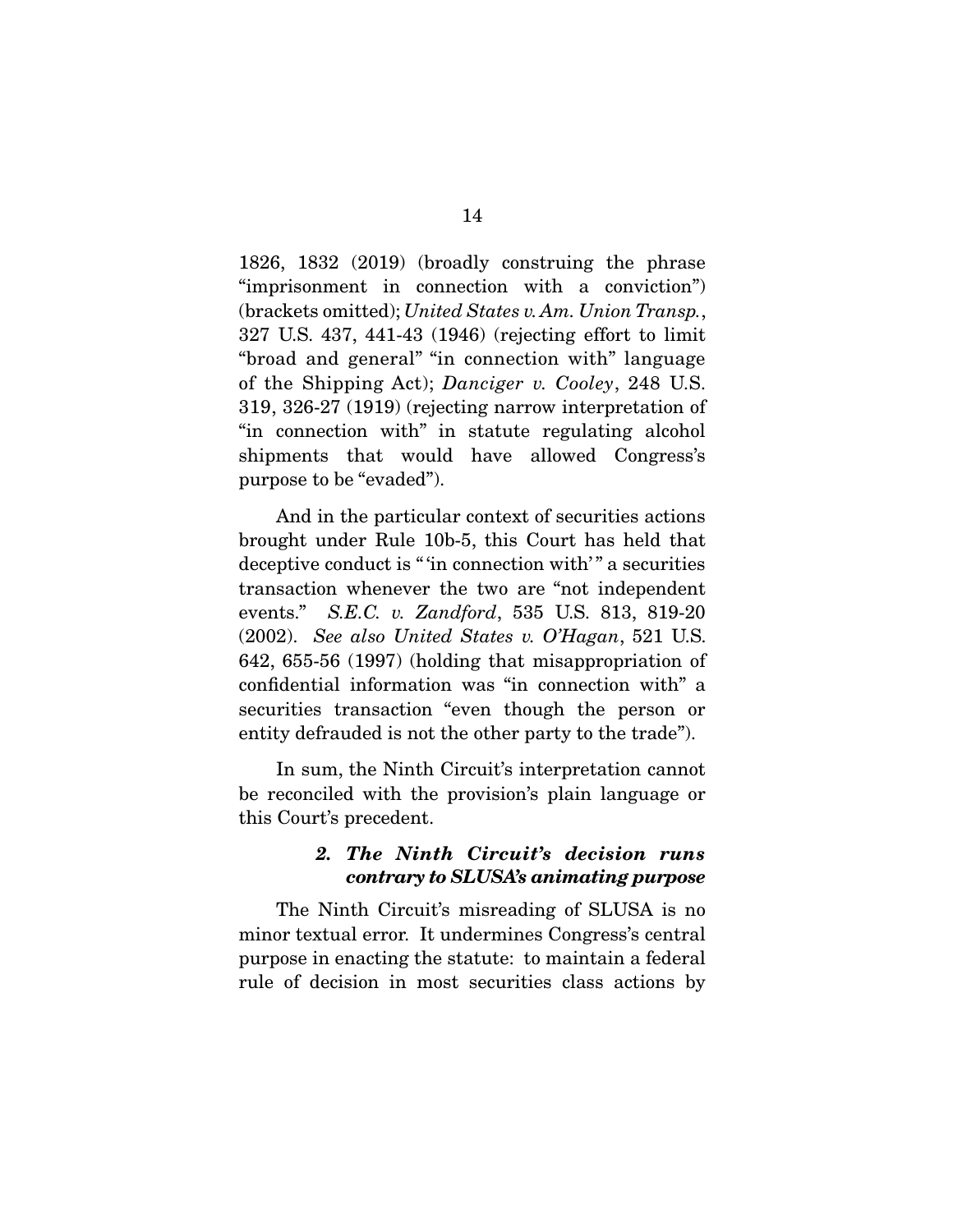1826, 1832 (2019) (broadly construing the phrase "imprisonment in connection with a conviction") (brackets omitted); *United States v. Am. Union Transp.*, 327 U.S. 437, 441-43 (1946) (rejecting effort to limit "broad and general" "in connection with" language of the Shipping Act); *Danciger v. Cooley*, 248 U.S. 319, 326-27 (1919) (rejecting narrow interpretation of "in connection with" in statute regulating alcohol shipments that would have allowed Congress's purpose to be "evaded").

And in the particular context of securities actions brought under Rule 10b-5, this Court has held that deceptive conduct is "'in connection with'" a securities transaction whenever the two are "not independent events." *S.E.C. v. Zandford*, 535 U.S. 813, 819-20 (2002). *See also United States v. O'Hagan*, 521 U.S. 642, 655-56 (1997) (holding that misappropriation of confidential information was "in connection with" a securities transaction "even though the person or entity defrauded is not the other party to the trade").

In sum, the Ninth Circuit's interpretation cannot be reconciled with the provision's plain language or this Court's precedent.

#### *2. The Ninth Circuit's decision runs contrary to SLUSA's animating purpose*

The Ninth Circuit's misreading of SLUSA is no minor textual error. It undermines Congress's central purpose in enacting the statute: to maintain a federal rule of decision in most securities class actions by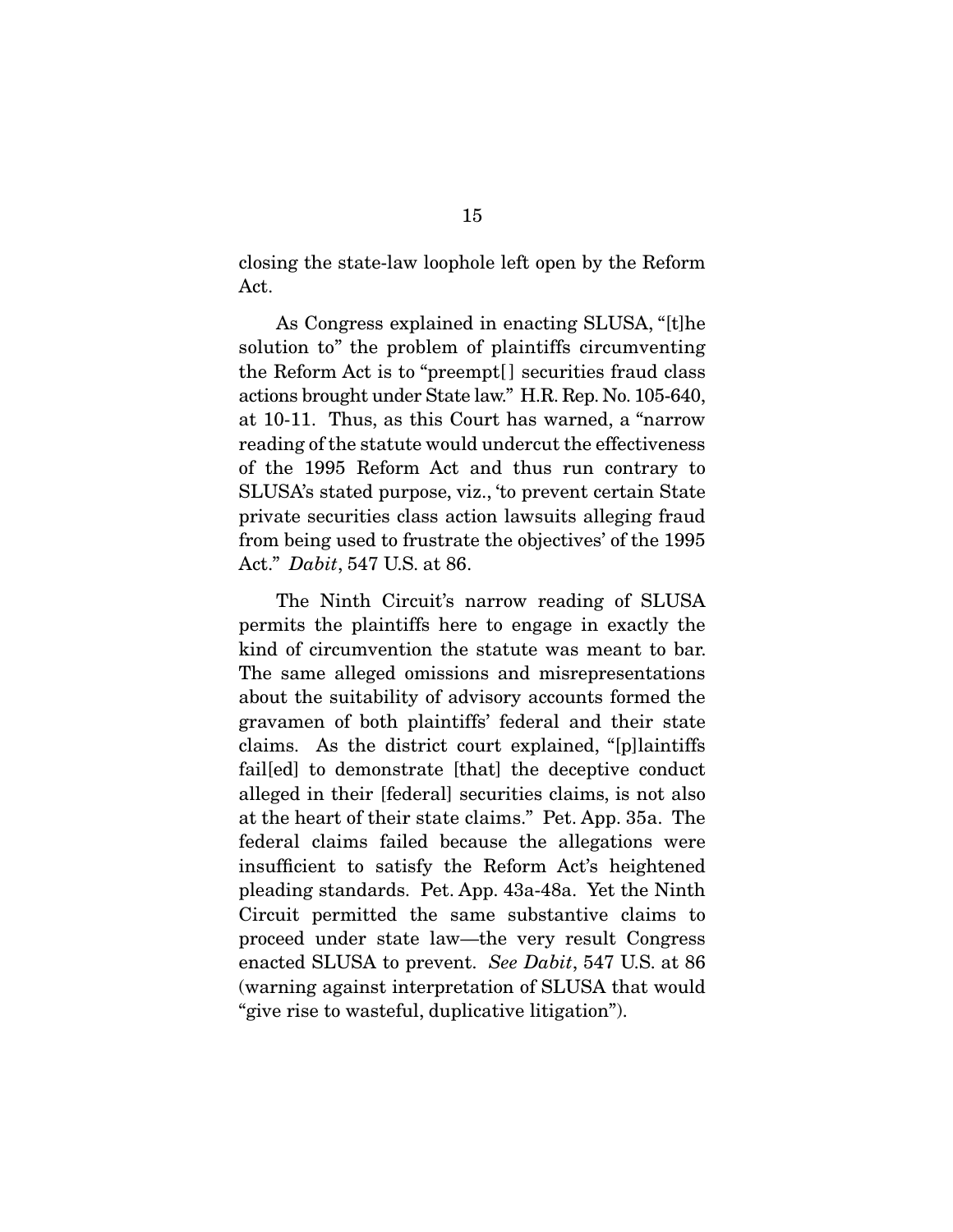closing the state-law loophole left open by the Reform Act.

As Congress explained in enacting SLUSA, "[t]he solution to" the problem of plaintiffs circumventing the Reform Act is to "preempt[] securities fraud class actions brought under State law." H.R. Rep. No. 105-640, at 10-11. Thus, as this Court has warned, a "narrow reading of the statute would undercut the effectiveness of the 1995 Reform Act and thus run contrary to SLUSA's stated purpose, viz., 'to prevent certain State private securities class action lawsuits alleging fraud from being used to frustrate the objectives' of the 1995 Act." *Dabit*, 547 U.S. at 86.

The Ninth Circuit's narrow reading of SLUSA permits the plaintiffs here to engage in exactly the kind of circumvention the statute was meant to bar. The same alleged omissions and misrepresentations about the suitability of advisory accounts formed the gravamen of both plaintiffs' federal and their state claims. As the district court explained, "[p]laintiffs fail[ed] to demonstrate [that] the deceptive conduct alleged in their [federal] securities claims, is not also at the heart of their state claims." Pet. App. 35a. The federal claims failed because the allegations were insufficient to satisfy the Reform Act's heightened pleading standards. Pet. App. 43a-48a. Yet the Ninth Circuit permitted the same substantive claims to proceed under state law—the very result Congress enacted SLUSA to prevent. *See Dabit*, 547 U.S. at 86 (warning against interpretation of SLUSA that would "give rise to wasteful, duplicative litigation").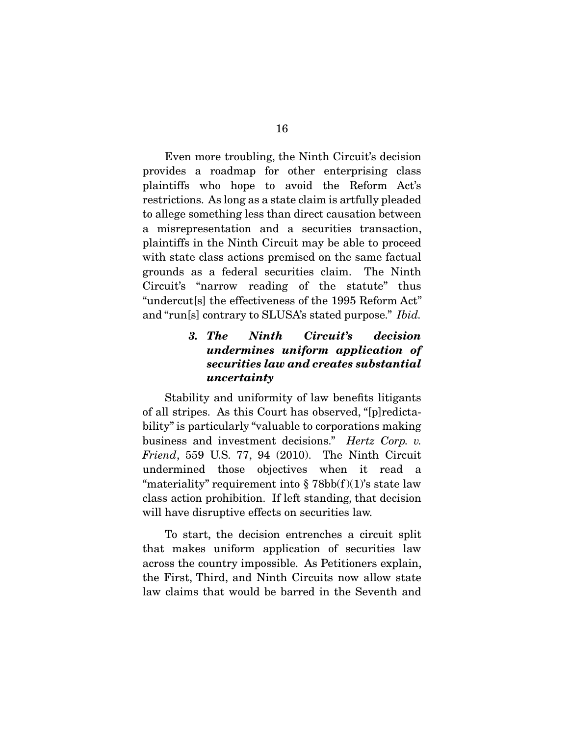Even more troubling, the Ninth Circuit's decision provides a roadmap for other enterprising class plaintiffs who hope to avoid the Reform Act's restrictions. As long as a state claim is artfully pleaded to allege something less than direct causation between a misrepresentation and a securities transaction, plaintiffs in the Ninth Circuit may be able to proceed with state class actions premised on the same factual grounds as a federal securities claim. The Ninth Circuit's "narrow reading of the statute" thus "undercut[s] the effectiveness of the 1995 Reform Act" and "run[s] contrary to SLUSA's stated purpose." *Ibid.*

### *3. The Ninth Circuit's decision undermines uniform application of securities law and creates substantial uncertainty*

Stability and uniformity of law benefits litigants of all stripes. As this Court has observed, "[p]redictability" is particularly "valuable to corporations making business and investment decisions." *Hertz Corp. v. Friend*, 559 U.S. 77, 94 (2010). The Ninth Circuit undermined those objectives when it read a "materiality" requirement into § 78bb(f)(1)'s state law class action prohibition. If left standing, that decision will have disruptive effects on securities law.

To start, the decision entrenches a circuit split that makes uniform application of securities law across the country impossible. As Petitioners explain, the First, Third, and Ninth Circuits now allow state law claims that would be barred in the Seventh and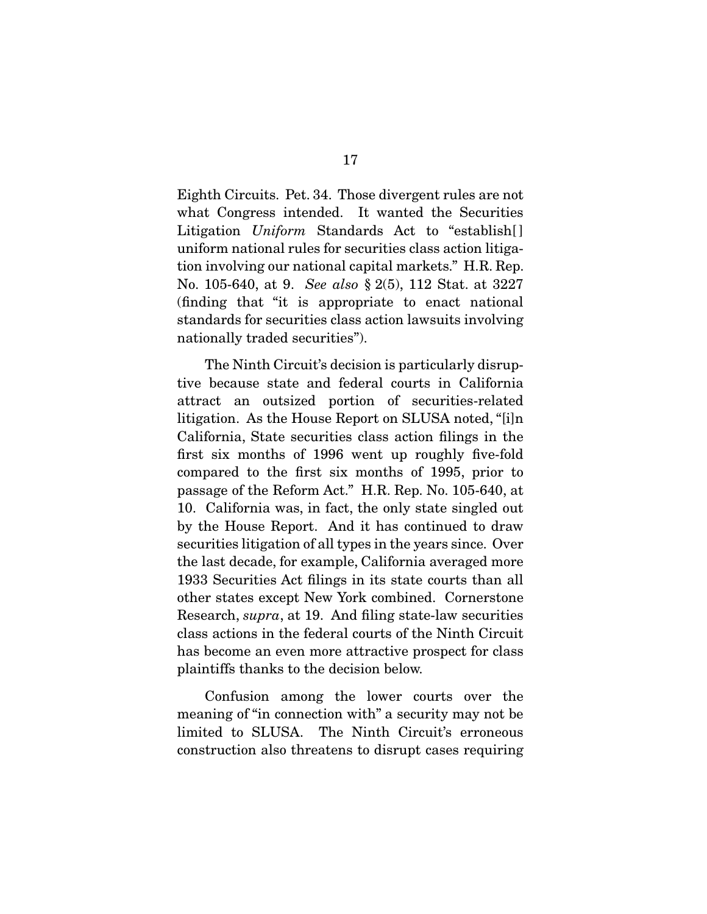Eighth Circuits. Pet. 34. Those divergent rules are not what Congress intended. It wanted the Securities Litigation *Uniform* Standards Act to "establish[] uniform national rules for securities class action litigation involving our national capital markets." H.R. Rep. No. 105-640, at 9. *See also* § 2(5), 112 Stat. at 3227 (finding that "it is appropriate to enact national standards for securities class action lawsuits involving nationally traded securities").

The Ninth Circuit's decision is particularly disruptive because state and federal courts in California attract an outsized portion of securities-related litigation. As the House Report on SLUSA noted, "[i]n California, State securities class action filings in the first six months of 1996 went up roughly five-fold compared to the first six months of 1995, prior to passage of the Reform Act." H.R. Rep. No. 105-640, at 10. California was, in fact, the only state singled out by the House Report. And it has continued to draw securities litigation of all types in the years since. Over the last decade, for example, California averaged more 1933 Securities Act filings in its state courts than all other states except New York combined. Cornerstone Research, *supra*, at 19. And filing state-law securities class actions in the federal courts of the Ninth Circuit has become an even more attractive prospect for class plaintiffs thanks to the decision below.

Confusion among the lower courts over the meaning of "in connection with" a security may not be limited to SLUSA. The Ninth Circuit's erroneous construction also threatens to disrupt cases requiring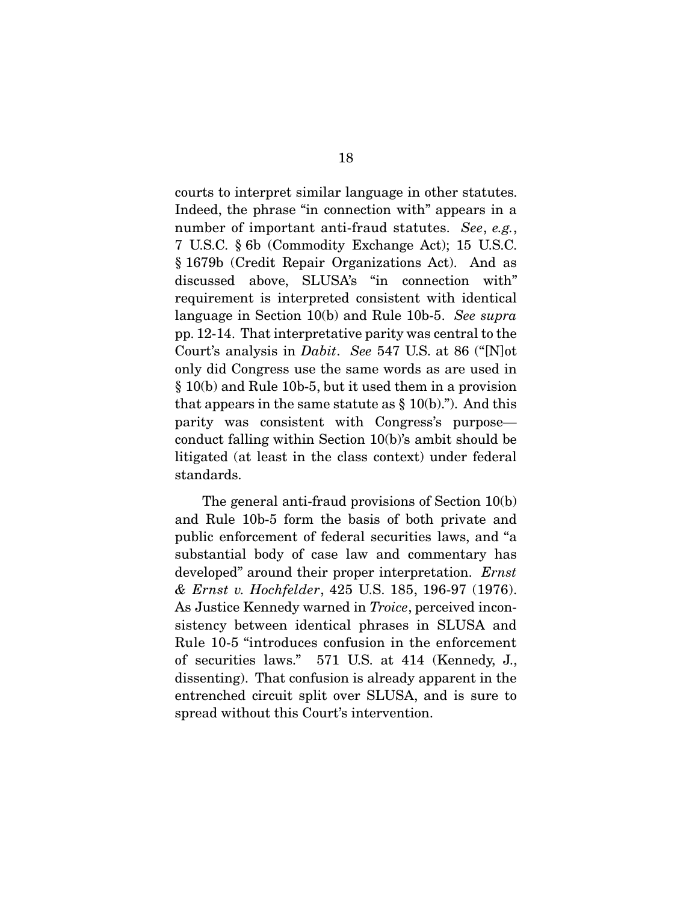courts to interpret similar language in other statutes. Indeed, the phrase "in connection with" appears in a number of important anti-fraud statutes. *See*, *e.g.*, 7 U.S.C. § 6b (Commodity Exchange Act); 15 U.S.C. § 1679b (Credit Repair Organizations Act). And as discussed above, SLUSA's "in connection with" requirement is interpreted consistent with identical language in Section 10(b) and Rule 10b-5. *See supra* pp. 12-14. That interpretative parity was central to the Court's analysis in *Dabit*. *See* 547 U.S. at 86 ("[N]ot only did Congress use the same words as are used in § 10(b) and Rule 10b-5, but it used them in a provision that appears in the same statute as § 10(b)."). And this parity was consistent with Congress's purpose—conduct falling within Section 10(b)'s ambit should be litigated (at least in the class context) under federal standards.

The general anti-fraud provisions of Section 10(b) and Rule 10b-5 form the basis of both private and public enforcement of federal securities laws, and "a substantial body of case law and commentary has developed" around their proper interpretation. *Ernst & Ernst v. Hochfelder*, 425 U.S. 185, 196-97 (1976). As Justice Kennedy warned in *Troice*, perceived inconsistency between identical phrases in SLUSA and Rule 10-5 "introduces confusion in the enforcement of securities laws." 571 U.S. at 414 (Kennedy, J., dissenting). That confusion is already apparent in the entrenched circuit split over SLUSA, and is sure to spread without this Court's intervention.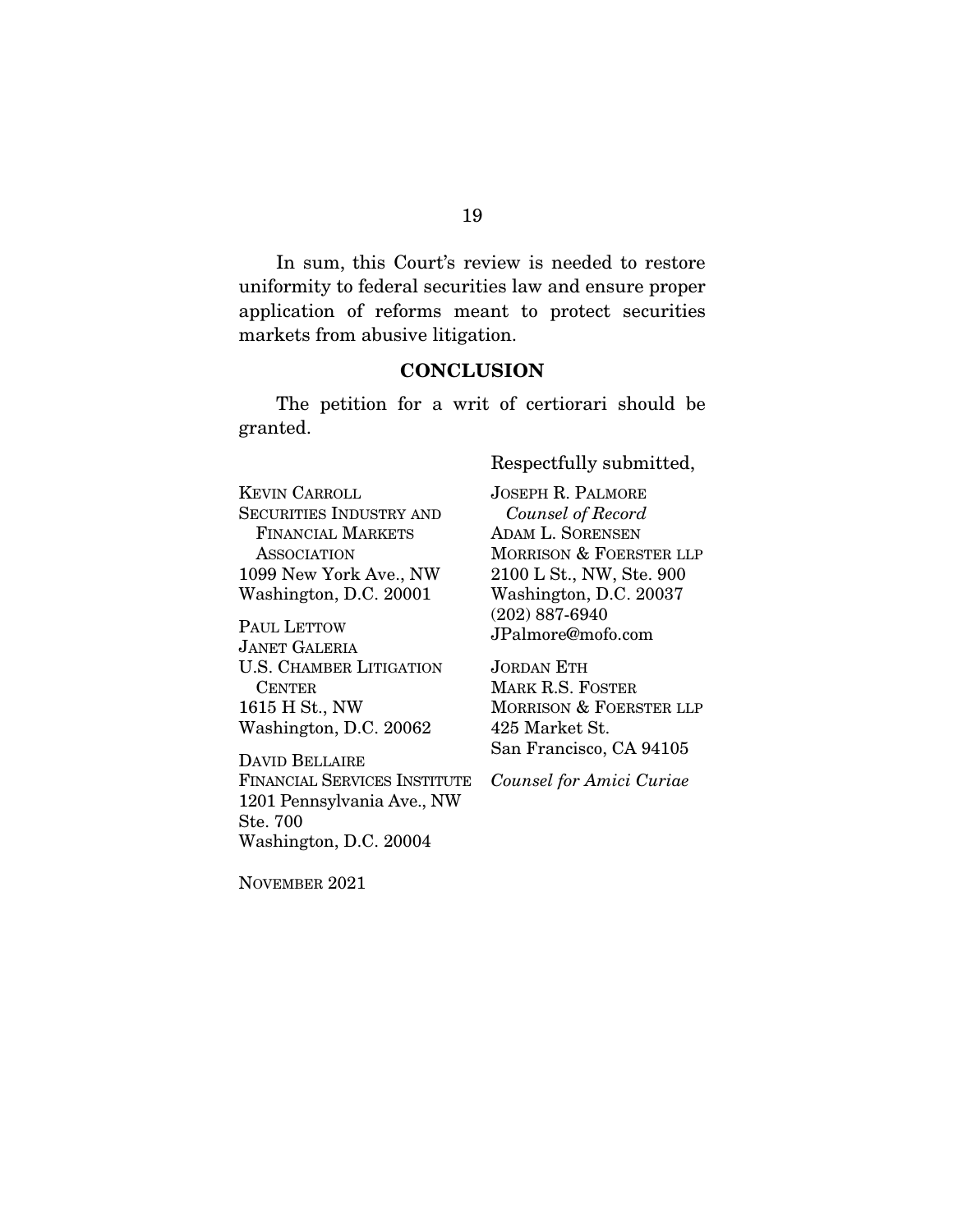In sum, this Court's review is needed to restore uniformity to federal securities law and ensure proper application of reforms meant to protect securities markets from abusive litigation.

## CONCLUSION

The petition for a writ of certiorari should be granted.

Respectfully submitted,

JOSEPH R. PALMORE  
*Counsel of Record*  
ADAM L. SORENSEN  
MORRISON & FOERSTER LLP  
2100 L St., NW, Ste. 900  
Washington, D.C. 20037  
(202) 887-6940  
JPalmore@mofo.com

JORDAN ETH  
MARK R.S. FOSTER  
MORRISON & FOERSTER LLP  
425 Market St.  
San Francisco, CA 94105

*Counsel for Amici Curiae*

KEVIN CARROLL  
SECURITIES INDUSTRY AND FINANCIAL MARKETS ASSOCIATION  
1099 New York Ave., NW  
Washington, D.C. 20001

PAUL LETTOW  
JANET GALERIA  
U.S. CHAMBER LITIGATION CENTER  
1615 H St., NW  
Washington, D.C. 20062

DAVID BELLAIRE  
FINANCIAL SERVICES INSTITUTE  
1201 Pennsylvania Ave., NW  
Ste. 700  
Washington, D.C. 20004

NOVEMBER 2021